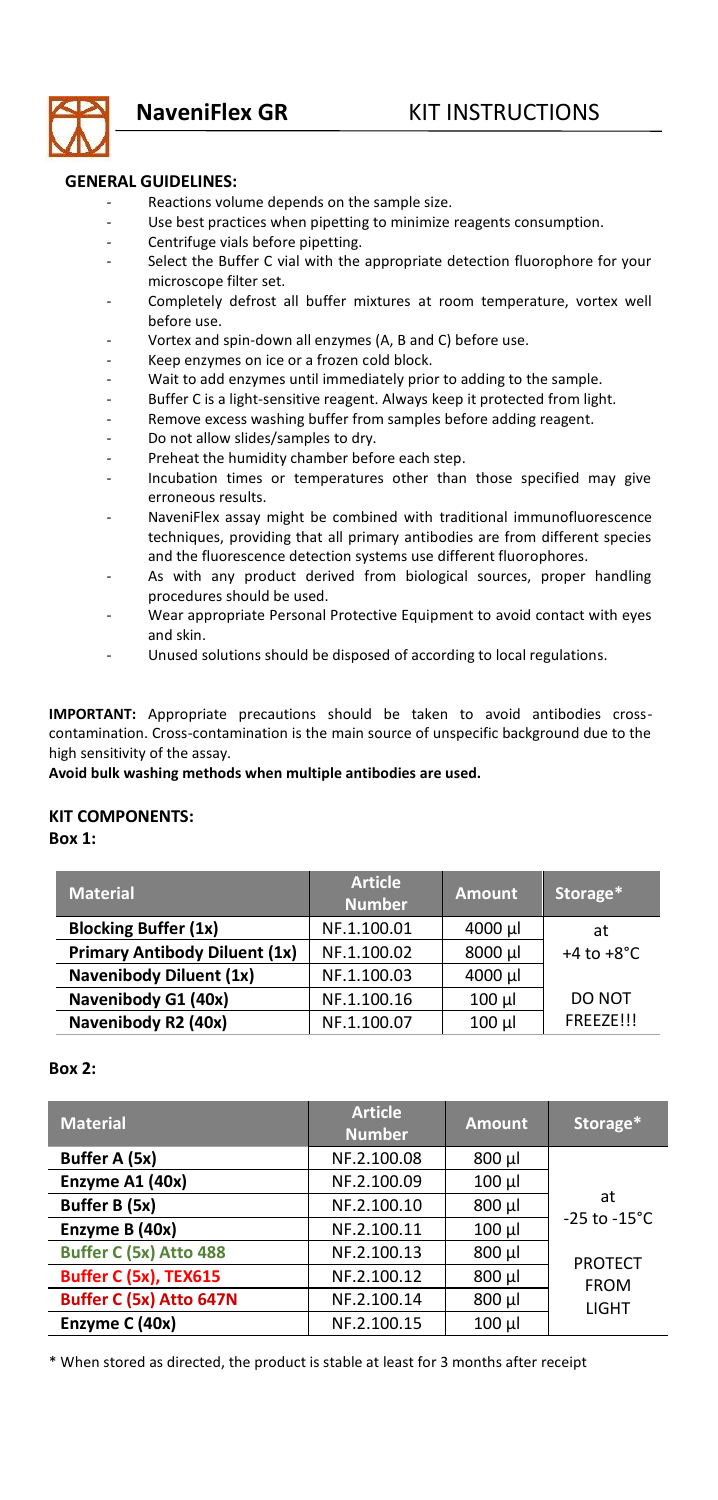# NaveniFlex GR KIT INSTRUCTIONS

**GENERAL GUIDELINES:**

- Reactions volume depends on the sample size.
- Use best practices when pipetting to minimize reagents consumption.
- Centrifuge vials before pipetting.
- Select the Buffer C vial with the appropriate detection fluorophore for your microscope filter set.
- Completely defrost all buffer mixtures at room temperature, vortex well before use.
- Vortex and spin-down all enzymes (A, B and C) before use.
- Keep enzymes on ice or a frozen cold block.
- Wait to add enzymes until immediately prior to adding to the sample.
- Buffer C is a light-sensitive reagent. Always keep it protected from light.
- Remove excess washing buffer from samples before adding reagent.
- Do not allow slides/samples to dry.
- Preheat the humidity chamber before each step.
- Incubation times or temperatures other than those specified may give erroneous results.
- NaveniFlex assay might be combined with traditional immunofluorescence techniques, providing that all primary antibodies are from different species and the fluorescence detection systems use different fluorophores.
- As with any product derived from biological sources, proper handling procedures should be used.
- Wear appropriate Personal Protective Equipment to avoid contact with eyes and skin.
- Unused solutions should be disposed of according to local regulations.

**IMPORTANT:** Appropriate precautions should be taken to avoid antibodies cross-contamination. Cross-contamination is the main source of unspecific background due to the high sensitivity of the assay.
**Avoid bulk washing methods when multiple antibodies are used.**

**KIT COMPONENTS:**

**Box 1:**

| Material | Article Number | Amount | Storage* |
|---|---|---|---|
| **Blocking Buffer (1x)** | NF.1.100.01 | 4000 µl | at +4 to +8°C |
| **Primary Antibody Diluent (1x)** | NF.1.100.02 | 8000 µl | |
| **Navenibody Diluent (1x)** | NF.1.100.03 | 4000 µl | |
| **Navenibody G1 (40x)** | NF.1.100.16 | 100 µl | DO NOT FREEZE!!! |
| **Navenibody R2 (40x)** | NF.1.100.07 | 100 µl | |

**Box 2:**

| Material | Article Number | Amount | Storage* |
|---|---|---|---|
| **Buffer A (5x)** | NF.2.100.08 | 800 µl | at -25 to -15°C |
| **Enzyme A1 (40x)** | NF.2.100.09 | 100 µl | |
| **Buffer B (5x)** | NF.2.100.10 | 800 µl | |
| **Enzyme B (40x)** | NF.2.100.11 | 100 µl | |
| **Buffer C (5x) Atto 488** | NF.2.100.13 | 800 µl | PROTECT FROM LIGHT |
| **Buffer C (5x), TEX615** | NF.2.100.12 | 800 µl | |
| **Buffer C (5x) Atto 647N** | NF.2.100.14 | 800 µl | |
| **Enzyme C (40x)** | NF.2.100.15 | 100 µl | |

\* When stored as directed, the product is stable at least for 3 months after receipt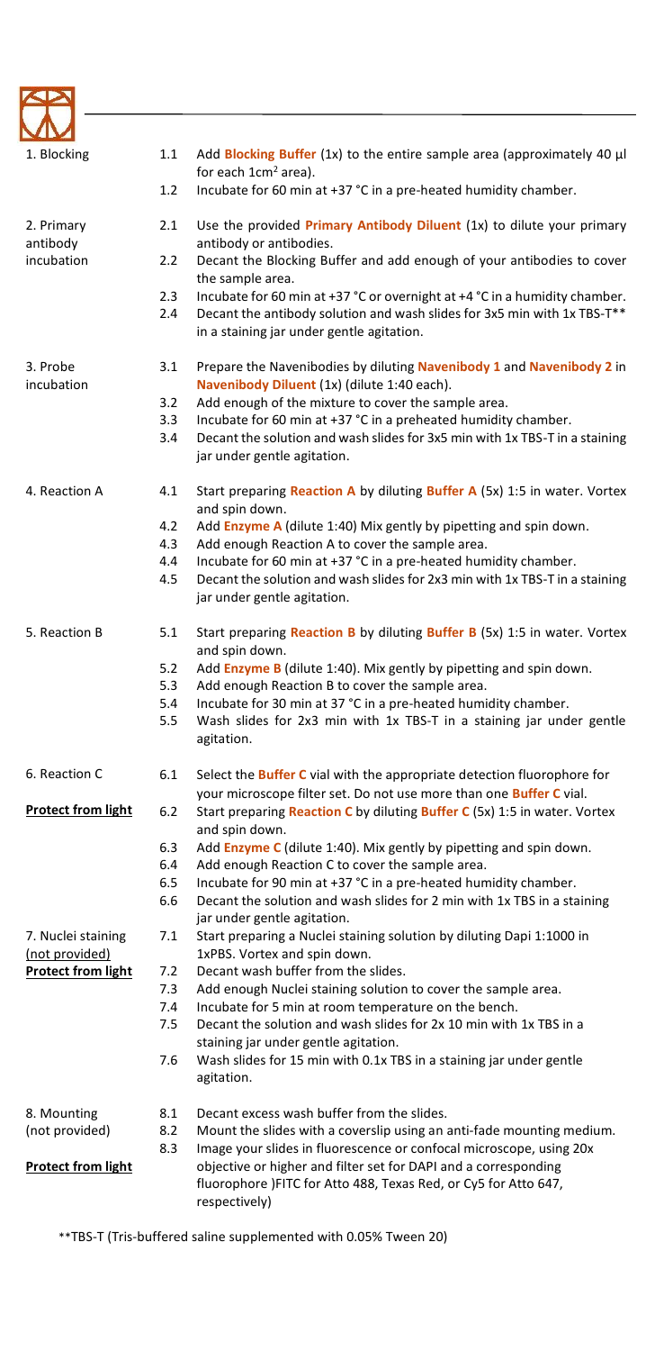| | | |
|---|---|---|
| 1. Blocking | 1.1 | Add **Blocking Buffer** (1x) to the entire sample area (approximately 40 µl for each 1cm$^2$ area). |
| | 1.2 | Incubate for 60 min at +37 °C in a pre-heated humidity chamber. |
| 2. Primary antibody incubation | 2.1 | Use the provided **Primary Antibody Diluent** (1x) to dilute your primary antibody or antibodies. |
| | 2.2 | Decant the Blocking Buffer and add enough of your antibodies to cover the sample area. |
| | 2.3 | Incubate for 60 min at +37 °C or overnight at +4 °C in a humidity chamber. |
| | 2.4 | Decant the antibody solution and wash slides for 3x5 min with 1x TBS-T** in a staining jar under gentle agitation. |
| 3. Probe incubation | 3.1 | Prepare the Navenibodies by diluting **Navenibody 1** and **Navenibody 2** in **Navenibody Diluent** (1x) (dilute 1:40 each). |
| | 3.2 | Add enough of the mixture to cover the sample area. |
| | 3.3 | Incubate for 60 min at +37 °C in a preheated humidity chamber. |
| | 3.4 | Decant the solution and wash slides for 3x5 min with 1x TBS-T in a staining jar under gentle agitation. |
| 4. Reaction A | 4.1 | Start preparing **Reaction A** by diluting **Buffer A** (5x) 1:5 in water. Vortex and spin down. |
| | 4.2 | Add **Enzyme A** (dilute 1:40) Mix gently by pipetting and spin down. |
| | 4.3 | Add enough Reaction A to cover the sample area. |
| | 4.4 | Incubate for 60 min at +37 °C in a pre-heated humidity chamber. |
| | 4.5 | Decant the solution and wash slides for 2x3 min with 1x TBS-T in a staining jar under gentle agitation. |
| 5. Reaction B | 5.1 | Start preparing **Reaction B** by diluting **Buffer B** (5x) 1:5 in water. Vortex and spin down. |
| | 5.2 | Add **Enzyme B** (dilute 1:40). Mix gently by pipetting and spin down. |
| | 5.3 | Add enough Reaction B to cover the sample area. |
| | 5.4 | Incubate for 30 min at 37 °C in a pre-heated humidity chamber. |
| | 5.5 | Wash slides for 2x3 min with 1x TBS-T in a staining jar under gentle agitation. |
| 6. Reaction C | 6.1 | Select the **Buffer C** vial with the appropriate detection fluorophore for your microscope filter set. Do not use more than one **Buffer C** vial. |
| **Protect from light** | 6.2 | Start preparing **Reaction C** by diluting **Buffer C** (5x) 1:5 in water. Vortex and spin down. |
| | 6.3 | Add **Enzyme C** (dilute 1:40). Mix gently by pipetting and spin down. |
| | 6.4 | Add enough Reaction C to cover the sample area. |
| | 6.5 | Incubate for 90 min at +37 °C in a pre-heated humidity chamber. |
| | 6.6 | Decant the solution and wash slides for 2 min with 1x TBS in a staining jar under gentle agitation. |
| 7. Nuclei staining (not provided) | 7.1 | Start preparing a Nuclei staining solution by diluting Dapi 1:1000 in 1xPBS. Vortex and spin down. |
| **Protect from light** | 7.2 | Decant wash buffer from the slides. |
| | 7.3 | Add enough Nuclei staining solution to cover the sample area. |
| | 7.4 | Incubate for 5 min at room temperature on the bench. |
| | 7.5 | Decant the solution and wash slides for 2x 10 min with 1x TBS in a staining jar under gentle agitation. |
| | 7.6 | Wash slides for 15 min with 0.1x TBS in a staining jar under gentle agitation. |
| 8. Mounting (not provided) | 8.1 | Decant excess wash buffer from the slides. |
| | 8.2 | Mount the slides with a coverslip using an anti-fade mounting medium. |
| **Protect from light** | 8.3 | Image your slides in fluorescence or confocal microscope, using 20x objective or higher and filter set for DAPI and a corresponding fluorophore )FITC for Atto 488, Texas Red, or Cy5 for Atto 647, respectively) |

**TBS-T (Tris-buffered saline supplemented with 0.05% Tween 20)